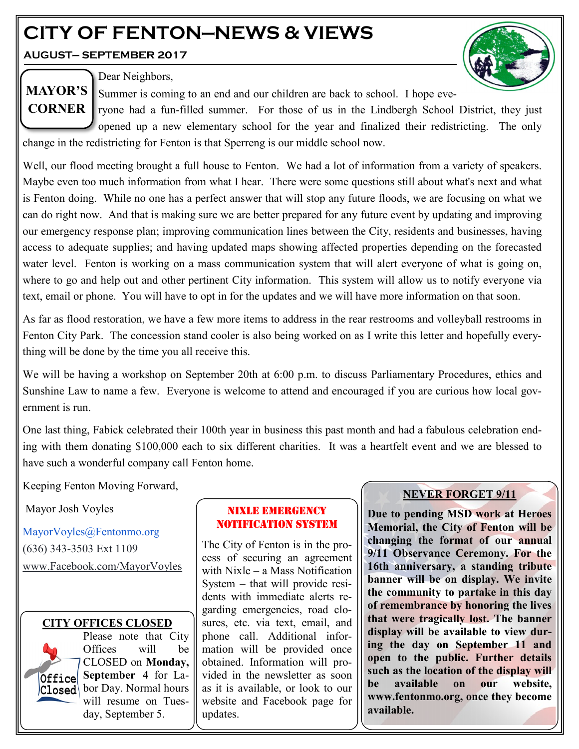# CITY OF FENTON—NEWS & VIEWS

**AUGUST– SEPTEMBER 2017**

## MAYOR'S CORNER

Dear Neighbors,

Summer is coming to an end and our children are back to school. I hope everyone had a fun-filled summer. For those of us in the Lindbergh School District, they just opened up a new elementary school for the year and finalized their redistricting. The only change in the redistricting for Fenton is that Sperreng is our middle school now.

Well, our flood meeting brought a full house to Fenton. We had a lot of information from a variety of speakers. Maybe even too much information from what I hear. There were some questions still about what's next and what is Fenton doing. While no one has a perfect answer that will stop any future floods, we are focusing on what we can do right now. And that is making sure we are better prepared for any future event by updating and improving our emergency response plan; improving communication lines between the City, residents and businesses, having access to adequate supplies; and having updated maps showing affected properties depending on the forecasted water level. Fenton is working on a mass communication system that will alert everyone of what is going on, where to go and help out and other pertinent City information. This system will allow us to notify everyone via text, email or phone. You will have to opt in for the updates and we will have more information on that soon.

As far as flood restoration, we have a few more items to address in the rear restrooms and volleyball restrooms in Fenton City Park. The concession stand cooler is also being worked on as I write this letter and hopefully everything will be done by the time you all receive this.

We will be having a workshop on September 20th at 6:00 p.m. to discuss Parliamentary Procedures, ethics and Sunshine Law to name a few. Everyone is welcome to attend and encouraged if you are curious how local government is run.

One last thing, Fabick celebrated their 100th year in business this past month and had a fabulous celebration ending with them donating $100,000 each to six different charities. It was a heartfelt event and we are blessed to have such a wonderful company call Fenton home.

Keeping Fenton Moving Forward,

Mayor Josh Voyles

MayorVoyles@Fentonmo.org
(636) 343-3503 Ext 1109
www.Facebook.com/MayorVoyles

## CITY OFFICES CLOSED

Please note that City Offices will be CLOSED on **Monday, September 4** for Labor Day. Normal hours will resume on Tuesday, September 5.

## NIXLE EMERGENCY NOTIFICATION SYSTEM

The City of Fenton is in the process of securing an agreement with Nixle – a Mass Notification System – that will provide residents with immediate alerts regarding emergencies, road closures, etc. via text, email, and phone call. Additional information will be provided once obtained. Information will provided in the newsletter as soon as it is available, or look to our website and Facebook page for updates.

## NEVER FORGET 9/11

**Due to pending MSD work at Heroes Memorial, the City of Fenton will be changing the format of our annual 9/11 Observance Ceremony. For the 16th anniversary, a standing tribute banner will be on display. We invite the community to partake in this day of remembrance by honoring the lives that were tragically lost. The banner display will be available to view during the day on September 11 and open to the public. Further details such as the location of the display will be available on our website, www.fentonmo.org, once they become available.**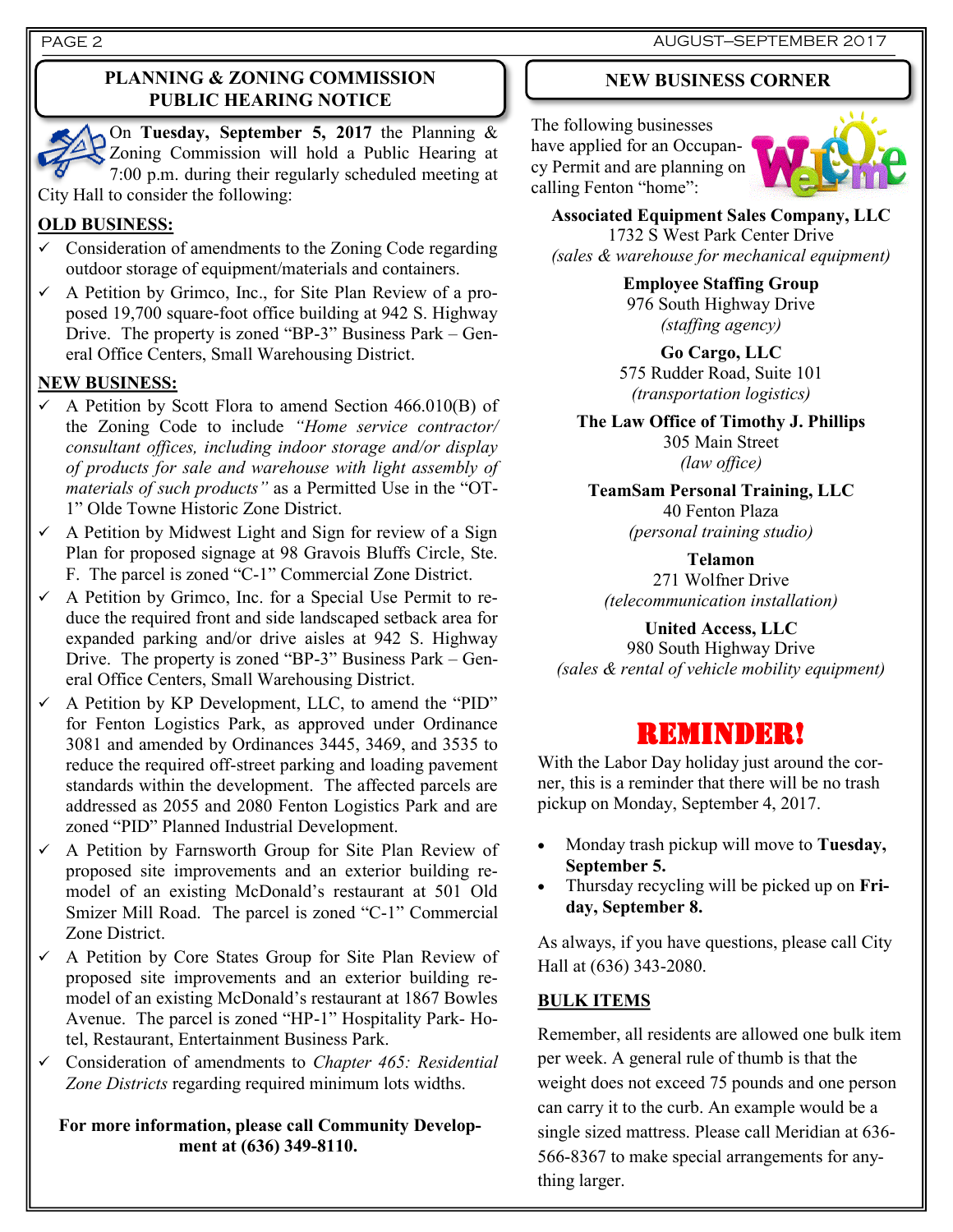## PLANNING & ZONING COMMISSION PUBLIC HEARING NOTICE

On **Tuesday, September 5, 2017** the Planning & Zoning Commission will hold a Public Hearing at 7:00 p.m. during their regularly scheduled meeting at City Hall to consider the following:

**OLD BUSINESS:**

- ✓ Consideration of amendments to the Zoning Code regarding outdoor storage of equipment/materials and containers.
- ✓ A Petition by Grimco, Inc., for Site Plan Review of a proposed 19,700 square-foot office building at 942 S. Highway Drive. The property is zoned "BP-3" Business Park – General Office Centers, Small Warehousing District.

**NEW BUSINESS:**

- ✓ A Petition by Scott Flora to amend Section 466.010(B) of the Zoning Code to include *"Home service contractor/ consultant offices, including indoor storage and/or display of products for sale and warehouse with light assembly of materials of such products"* as a Permitted Use in the "OT-1" Olde Towne Historic Zone District.
- ✓ A Petition by Midwest Light and Sign for review of a Sign Plan for proposed signage at 98 Gravois Bluffs Circle, Ste. F. The parcel is zoned "C-1" Commercial Zone District.
- ✓ A Petition by Grimco, Inc. for a Special Use Permit to reduce the required front and side landscaped setback area for expanded parking and/or drive aisles at 942 S. Highway Drive. The property is zoned "BP-3" Business Park – General Office Centers, Small Warehousing District.
- ✓ A Petition by KP Development, LLC, to amend the "PID" for Fenton Logistics Park, as approved under Ordinance 3081 and amended by Ordinances 3445, 3469, and 3535 to reduce the required off-street parking and loading pavement standards within the development. The affected parcels are addressed as 2055 and 2080 Fenton Logistics Park and are zoned "PID" Planned Industrial Development.
- ✓ A Petition by Farnsworth Group for Site Plan Review of proposed site improvements and an exterior building remodel of an existing McDonald's restaurant at 501 Old Smizer Mill Road. The parcel is zoned "C-1" Commercial Zone District.
- ✓ A Petition by Core States Group for Site Plan Review of proposed site improvements and an exterior building remodel of an existing McDonald's restaurant at 1867 Bowles Avenue. The parcel is zoned "HP-1" Hospitality Park- Hotel, Restaurant, Entertainment Business Park.
- ✓ Consideration of amendments to *Chapter 465: Residential Zone Districts* regarding required minimum lots widths.

**For more information, please call Community Development at (636) 349-8110.**

## NEW BUSINESS CORNER

The following businesses have applied for an Occupancy Permit and are planning on calling Fenton "home":

**Associated Equipment Sales Company, LLC**
1732 S West Park Center Drive
*(sales & warehouse for mechanical equipment)*

**Employee Staffing Group**
976 South Highway Drive
*(staffing agency)*

**Go Cargo, LLC**
575 Rudder Road, Suite 101
*(transportation logistics)*

**The Law Office of Timothy J. Phillips**
305 Main Street
*(law office)*

**TeamSam Personal Training, LLC**
40 Fenton Plaza
*(personal training studio)*

**Telamon**
271 Wolfner Drive
*(telecommunication installation)*

**United Access, LLC**
980 South Highway Drive
*(sales & rental of vehicle mobility equipment)*

## REMINDER!

With the Labor Day holiday just around the corner, this is a reminder that there will be no trash pickup on Monday, September 4, 2017.

- Monday trash pickup will move to **Tuesday, September 5.**
- Thursday recycling will be picked up on **Friday, September 8.**

As always, if you have questions, please call City Hall at (636) 343-2080.

**BULK ITEMS**

Remember, all residents are allowed one bulk item per week. A general rule of thumb is that the weight does not exceed 75 pounds and one person can carry it to the curb. An example would be a single sized mattress. Please call Meridian at 636-566-8367 to make special arrangements for anything larger.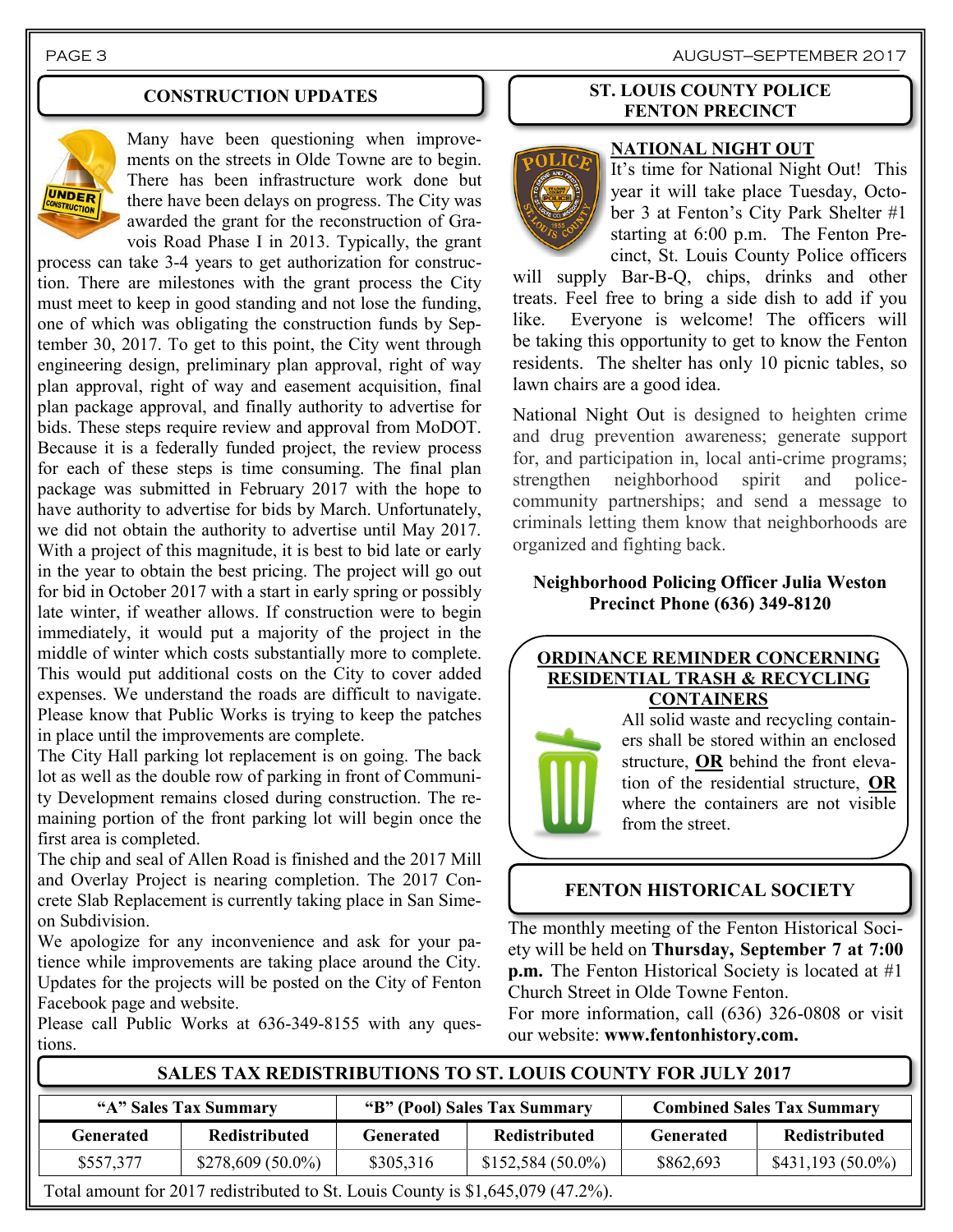## CONSTRUCTION UPDATES

Many have been questioning when improvements on the streets in Olde Towne are to begin. There has been infrastructure work done but there have been delays on progress. The City was awarded the grant for the reconstruction of Gravois Road Phase I in 2013. Typically, the grant process can take 3-4 years to get authorization for construction. There are milestones with the grant process the City must meet to keep in good standing and not lose the funding, one of which was obligating the construction funds by September 30, 2017. To get to this point, the City went through engineering design, preliminary plan approval, right of way plan approval, right of way and easement acquisition, final plan package approval, and finally authority to advertise for bids. These steps require review and approval from MoDOT. Because it is a federally funded project, the review process for each of these steps is time consuming. The final plan package was submitted in February 2017 with the hope to have authority to advertise for bids by March. Unfortunately, we did not obtain the authority to advertise until May 2017. With a project of this magnitude, it is best to bid late or early in the year to obtain the best pricing. The project will go out for bid in October 2017 with a start in early spring or possibly late winter, if weather allows. If construction were to begin immediately, it would put a majority of the project in the middle of winter which costs substantially more to complete. This would put additional costs on the City to cover added expenses. We understand the roads are difficult to navigate. Please know that Public Works is trying to keep the patches in place until the improvements are complete.

The City Hall parking lot replacement is on going. The back lot as well as the double row of parking in front of Community Development remains closed during construction. The remaining portion of the front parking lot will begin once the first area is completed.

The chip and seal of Allen Road is finished and the 2017 Mill and Overlay Project is nearing completion. The 2017 Concrete Slab Replacement is currently taking place in San Simeon Subdivision.

We apologize for any inconvenience and ask for your patience while improvements are taking place around the City. Updates for the projects will be posted on the City of Fenton Facebook page and website.

Please call Public Works at 636-349-8155 with any questions.

## ST. LOUIS COUNTY POLICE FENTON PRECINCT

**NATIONAL NIGHT OUT**

It's time for National Night Out! This year it will take place Tuesday, October 3 at Fenton's City Park Shelter #1 starting at 6:00 p.m. The Fenton Precinct, St. Louis County Police officers will supply Bar-B-Q, chips, drinks and other treats. Feel free to bring a side dish to add if you like. Everyone is welcome! The officers will be taking this opportunity to get to know the Fenton residents. The shelter has only 10 picnic tables, so lawn chairs are a good idea.

National Night Out is designed to heighten crime and drug prevention awareness; generate support for, and participation in, local anti-crime programs; strengthen neighborhood spirit and police-community partnerships; and send a message to criminals letting them know that neighborhoods are organized and fighting back.

**Neighborhood Policing Officer Julia Weston**
**Precinct Phone (636) 349-8120**

## ORDINANCE REMINDER CONCERNING RESIDENTIAL TRASH & RECYCLING CONTAINERS

All solid waste and recycling containers shall be stored within an enclosed structure, **OR** behind the front elevation of the residential structure, **OR** where the containers are not visible from the street.

## FENTON HISTORICAL SOCIETY

The monthly meeting of the Fenton Historical Society will be held on **Thursday, September 7 at 7:00 p.m.** The Fenton Historical Society is located at #1 Church Street in Olde Towne Fenton.

For more information, call (636) 326-0808 or visit our website: **www.fentonhistory.com.**

## SALES TAX REDISTRIBUTIONS TO ST. LOUIS COUNTY FOR JULY 2017

| "A" Sales Tax Summary | | "B" (Pool) Sales Tax Summary | | Combined Sales Tax Summary | |
|---|---|---|---|---|---|
| **Generated** | **Redistributed** | **Generated** | **Redistributed** | **Generated** | **Redistributed** |
| $557,377 | $278,609 (50.0%) | $305,316 | $152,584 (50.0%) | $862,693 | $431,193 (50.0%) |

Total amount for 2017 redistributed to St. Louis County is $1,645,079 (47.2%).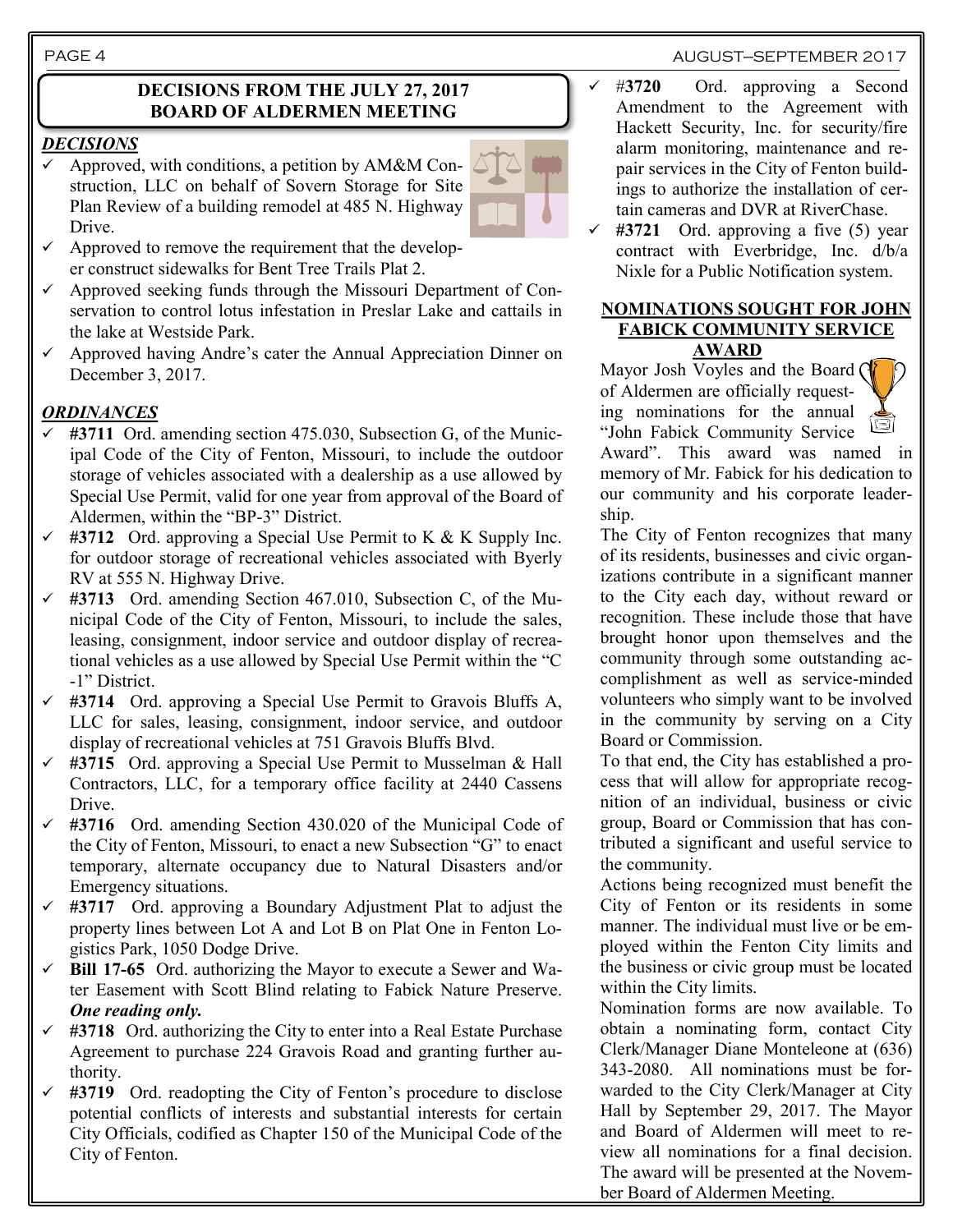## DECISIONS FROM THE JULY 27, 2017 BOARD OF ALDERMEN MEETING

### *DECISIONS*

- ✓ Approved, with conditions, a petition by AM&M Construction, LLC on behalf of Sovern Storage for Site Plan Review of a building remodel at 485 N. Highway Drive.
- ✓ Approved to remove the requirement that the developer construct sidewalks for Bent Tree Trails Plat 2.
- ✓ Approved seeking funds through the Missouri Department of Conservation to control lotus infestation in Preslar Lake and cattails in the lake at Westside Park.
- ✓ Approved having Andre's cater the Annual Appreciation Dinner on December 3, 2017.

### *ORDINANCES*

- ✓ **#3711** Ord. amending section 475.030, Subsection G, of the Municipal Code of the City of Fenton, Missouri, to include the outdoor storage of vehicles associated with a dealership as a use allowed by Special Use Permit, valid for one year from approval of the Board of Aldermen, within the "BP-3" District.
- ✓ **#3712** Ord. approving a Special Use Permit to K & K Supply Inc. for outdoor storage of recreational vehicles associated with Byerly RV at 555 N. Highway Drive.
- ✓ **#3713** Ord. amending Section 467.010, Subsection C, of the Municipal Code of the City of Fenton, Missouri, to include the sales, leasing, consignment, indoor service and outdoor display of recreational vehicles as a use allowed by Special Use Permit within the "C-1" District.
- ✓ **#3714** Ord. approving a Special Use Permit to Gravois Bluffs A, LLC for sales, leasing, consignment, indoor service, and outdoor display of recreational vehicles at 751 Gravois Bluffs Blvd.
- ✓ **#3715** Ord. approving a Special Use Permit to Musselman & Hall Contractors, LLC, for a temporary office facility at 2440 Cassens Drive.
- ✓ **#3716** Ord. amending Section 430.020 of the Municipal Code of the City of Fenton, Missouri, to enact a new Subsection "G" to enact temporary, alternate occupancy due to Natural Disasters and/or Emergency situations.
- ✓ **#3717** Ord. approving a Boundary Adjustment Plat to adjust the property lines between Lot A and Lot B on Plat One in Fenton Logistics Park, 1050 Dodge Drive.
- ✓ **Bill 17-65** Ord. authorizing the Mayor to execute a Sewer and Water Easement with Scott Blind relating to Fabick Nature Preserve. ***One reading only.***
- ✓ **#3718** Ord. authorizing the City to enter into a Real Estate Purchase Agreement to purchase 224 Gravois Road and granting further authority.
- ✓ **#3719** Ord. readopting the City of Fenton's procedure to disclose potential conflicts of interests and substantial interests for certain City Officials, codified as Chapter 150 of the Municipal Code of the City of Fenton.
- ✓ #**3720** Ord. approving a Second Amendment to the Agreement with Hackett Security, Inc. for security/fire alarm monitoring, maintenance and repair services in the City of Fenton buildings to authorize the installation of certain cameras and DVR at RiverChase.
- ✓ **#3721** Ord. approving a five (5) year contract with Everbridge, Inc. d/b/a Nixle for a Public Notification system.

## NOMINATIONS SOUGHT FOR JOHN FABICK COMMUNITY SERVICE AWARD

Mayor Josh Voyles and the Board of Aldermen are officially requesting nominations for the annual "John Fabick Community Service Award". This award was named in memory of Mr. Fabick for his dedication to our community and his corporate leadership.

The City of Fenton recognizes that many of its residents, businesses and civic organizations contribute in a significant manner to the City each day, without reward or recognition. These include those that have brought honor upon themselves and the community through some outstanding accomplishment as well as service-minded volunteers who simply want to be involved in the community by serving on a City Board or Commission.

To that end, the City has established a process that will allow for appropriate recognition of an individual, business or civic group, Board or Commission that has contributed a significant and useful service to the community.

Actions being recognized must benefit the City of Fenton or its residents in some manner. The individual must live or be employed within the Fenton City limits and the business or civic group must be located within the City limits.

Nomination forms are now available. To obtain a nominating form, contact City Clerk/Manager Diane Monteleone at (636) 343-2080. All nominations must be forwarded to the City Clerk/Manager at City Hall by September 29, 2017. The Mayor and Board of Aldermen will meet to review all nominations for a final decision. The award will be presented at the November Board of Aldermen Meeting.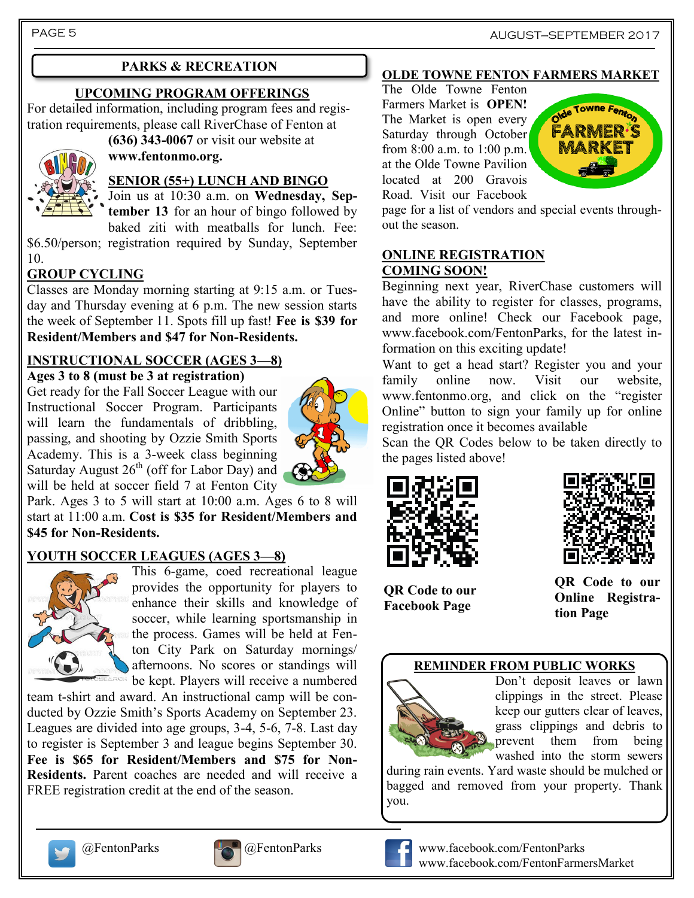## PARKS & RECREATION

### UPCOMING PROGRAM OFFERINGS

For detailed information, including program fees and registration requirements, please call RiverChase of Fenton at **(636) 343-0067** or visit our website at **www.fentonmo.org.**

### SENIOR (55+) LUNCH AND BINGO

Join us at 10:30 a.m. on **Wednesday, September 13** for an hour of bingo followed by baked ziti with meatballs for lunch. Fee: $6.50/person; registration required by Sunday, September 10.

### GROUP CYCLING

Classes are Monday morning starting at 9:15 a.m. or Tuesday and Thursday evening at 6 p.m. The new session starts the week of September 11. Spots fill up fast! **Fee is $39 for Resident/Members and $47 for Non-Residents.**

### INSTRUCTIONAL SOCCER (AGES 3—8)

**Ages 3 to 8 (must be 3 at registration)**

Get ready for the Fall Soccer League with our Instructional Soccer Program. Participants will learn the fundamentals of dribbling, passing, and shooting by Ozzie Smith Sports Academy. This is a 3-week class beginning Saturday August 26th (off for Labor Day) and will be held at soccer field 7 at Fenton City Park. Ages 3 to 5 will start at 10:00 a.m. Ages 6 to 8 will start at 11:00 a.m. **Cost is $35 for Resident/Members and $45 for Non-Residents.**

### YOUTH SOCCER LEAGUES (AGES 3—8)

This 6-game, coed recreational league provides the opportunity for players to enhance their skills and knowledge of soccer, while learning sportsmanship in the process. Games will be held at Fenton City Park on Saturday mornings/ afternoons. No scores or standings will be kept. Players will receive a numbered team t-shirt and award. An instructional camp will be conducted by Ozzie Smith's Sports Academy on September 23. Leagues are divided into age groups, 3-4, 5-6, 7-8. Last day to register is September 3 and league begins September 30. **Fee is $65 for Resident/Members and $75 for Non-Residents.** Parent coaches are needed and will receive a FREE registration credit at the end of the season.

### OLDE TOWNE FENTON FARMERS MARKET

The Olde Towne Fenton Farmers Market is **OPEN!** The Market is open every Saturday through October from 8:00 a.m. to 1:00 p.m. at the Olde Towne Pavilion located at 200 Gravois Road. Visit our Facebook page for a list of vendors and special events throughout the season.

### ONLINE REGISTRATION COMING SOON!

Beginning next year, RiverChase customers will have the ability to register for classes, programs, and more online! Check our Facebook page, www.facebook.com/FentonParks, for the latest information on this exciting update!

Want to get a head start? Register you and your family online now. Visit our website, www.fentonmo.org, and click on the "register Online" button to sign your family up for online registration once it becomes available

Scan the QR Codes below to be taken directly to the pages listed above!

**QR Code to our Facebook Page**

**QR Code to our Online Registration Page**

### REMINDER FROM PUBLIC WORKS

Don't deposit leaves or lawn clippings in the street. Please keep our gutters clear of leaves, grass clippings and debris to prevent them from being washed into the storm sewers during rain events. Yard waste should be mulched or bagged and removed from your property. Thank you.

@FentonParks

@FentonParks

www.facebook.com/FentonParks
www.facebook.com/FentonFarmersMarket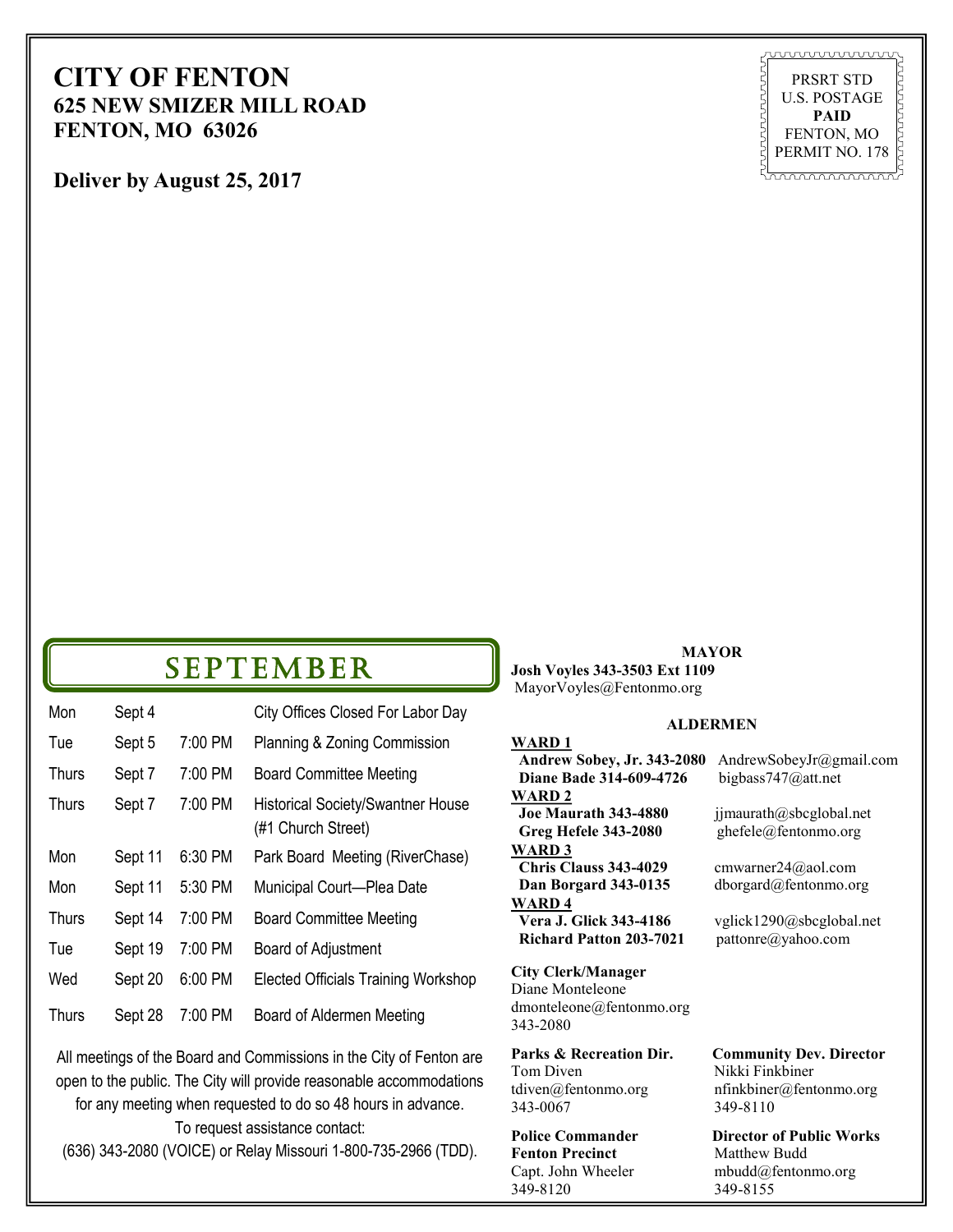# CITY OF FENTON
## 625 NEW SMIZER MILL ROAD
## FENTON, MO 63026

**Deliver by August 25, 2017**

PRSRT STD
U.S. POSTAGE
**PAID**
FENTON, MO
PERMIT NO. 178

## SEPTEMBER

| | | | |
|---|---|---|---|
| Mon | Sept 4 | | City Offices Closed For Labor Day |
| Tue | Sept 5 | 7:00 PM | Planning & Zoning Commission |
| Thurs | Sept 7 | 7:00 PM | Board Committee Meeting |
| Thurs | Sept 7 | 7:00 PM | Historical Society/Swantner House (#1 Church Street) |
| Mon | Sept 11 | 6:30 PM | Park Board Meeting (RiverChase) |
| Mon | Sept 11 | 5:30 PM | Municipal Court—Plea Date |
| Thurs | Sept 14 | 7:00 PM | Board Committee Meeting |
| Tue | Sept 19 | 7:00 PM | Board of Adjustment |
| Wed | Sept 20 | 6:00 PM | Elected Officials Training Workshop |
| Thurs | Sept 28 | 7:00 PM | Board of Aldermen Meeting |

All meetings of the Board and Commissions in the City of Fenton are open to the public. The City will provide reasonable accommodations for any meeting when requested to do so 48 hours in advance. To request assistance contact:
(636) 343-2080 (VOICE) or Relay Missouri 1-800-735-2966 (TDD).

**MAYOR**

**Josh Voyles 343-3503 Ext 1109**
MayorVoyles@Fentonmo.org

**ALDERMEN**

**WARD 1**
- **Andrew Sobey, Jr. 343-2080** AndrewSobeyJr@gmail.com
- **Diane Bade 314-609-4726** bigbass747@att.net

**WARD 2**
- **Joe Maurath 343-4880** jjmaurath@sbcglobal.net
- **Greg Hefele 343-2080** ghefele@fentonmo.org

**WARD 3**
- **Chris Clauss 343-4029** cmwarner24@aol.com
- **Dan Borgard 343-0135** dborgard@fentonmo.org

**WARD 4**
- **Vera J. Glick 343-4186** vglick1290@sbcglobal.net
- **Richard Patton 203-7021** pattonre@yahoo.com

**City Clerk/Manager**
Diane Monteleone
dmonteleone@fentonmo.org
343-2080

**Parks & Recreation Dir.**
Tom Diven
tdiven@fentonmo.org
343-0067

**Community Dev. Director**
Nikki Finkbiner
nfinkbiner@fentonmo.org
349-8110

**Police Commander**
**Fenton Precinct**
Capt. John Wheeler
349-8120

**Director of Public Works**
Matthew Budd
mbudd@fentonmo.org
349-8155